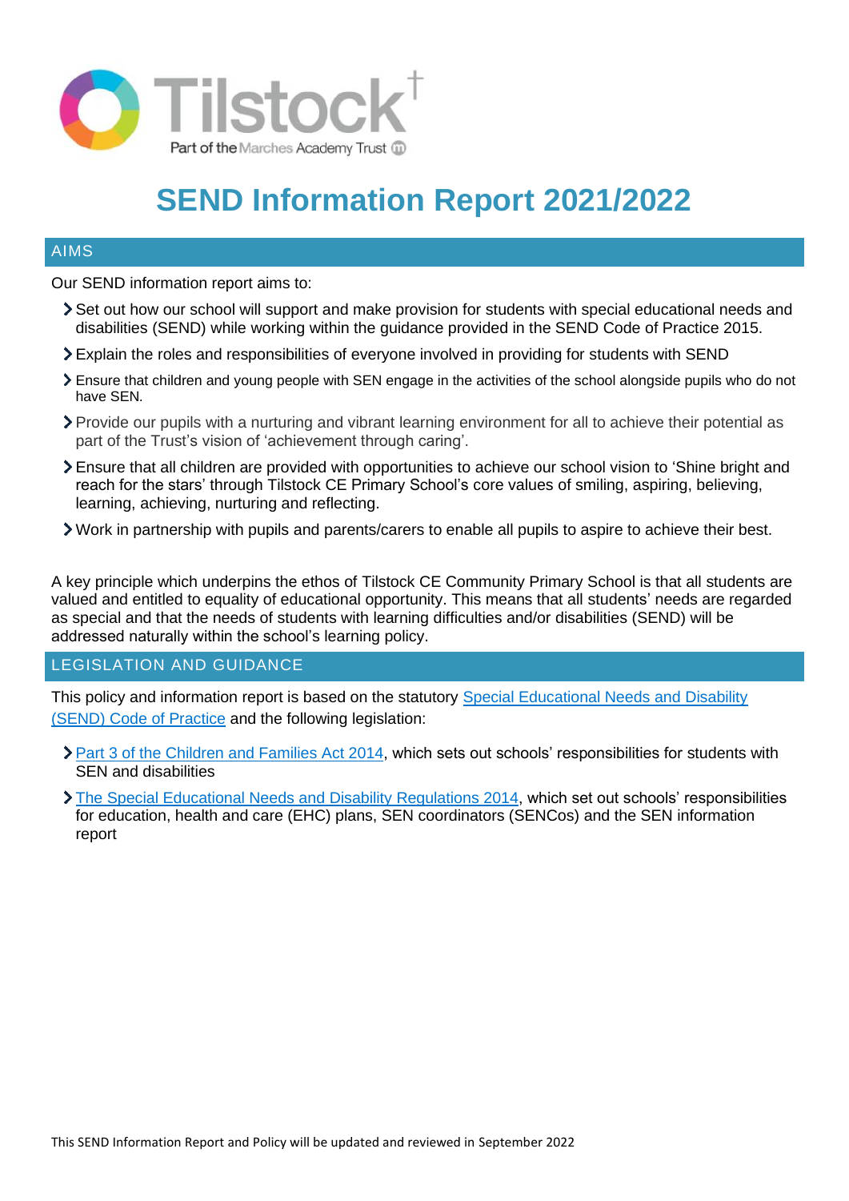# SEND Information Report 2021/2022

## AIMS

Our SEND information report aims to:

- Set out how our school will support and make provision for students with special educational needs and disabilities (SEND) while working within the guidance provided in the SEND Code of Practice 2015.
- Explain the roles and responsibilities of everyone involved in providing for students with SEND
- Ensure that children and young people with SEN engage in the activities of the school alongside pupils who do not have SEN.
- Provide our pupils with a nurturing and vibrant learning environment for all to achieve their potential as part of the Trust's vision of 'achievement through caring'.
- Ensure that all children are provided with opportunities to achieve our school vision to 'Shine bright and reach for the stars' through Tilstock CE Primary School's core values of smiling, aspiring, believing, learning, achieving, nurturing and reflecting.
- Work in partnership with pupils and parents/carers to enable all pupils to aspire to achieve their best.

A key principle which underpins the ethos of Tilstock CE Community Primary School is that all students are valued and entitled to equality of educational opportunity. This means that all students' needs are regarded as special and that the needs of students with learning difficulties and/or disabilities (SEND) will be addressed naturally within the school's learning policy.

## LEGISLATION AND GUIDANCE

This policy and information report is based on the statutory Special Educational Needs and Disability (SEND) Code of Practice and the following legislation:

- Part 3 of the Children and Families Act 2014, which sets out schools' responsibilities for students with SEN and disabilities
- The Special Educational Needs and Disability Regulations 2014, which set out schools' responsibilities for education, health and care (EHC) plans, SEN coordinators (SENCos) and the SEN information report

This SEND Information Report and Policy will be updated and reviewed in September 2022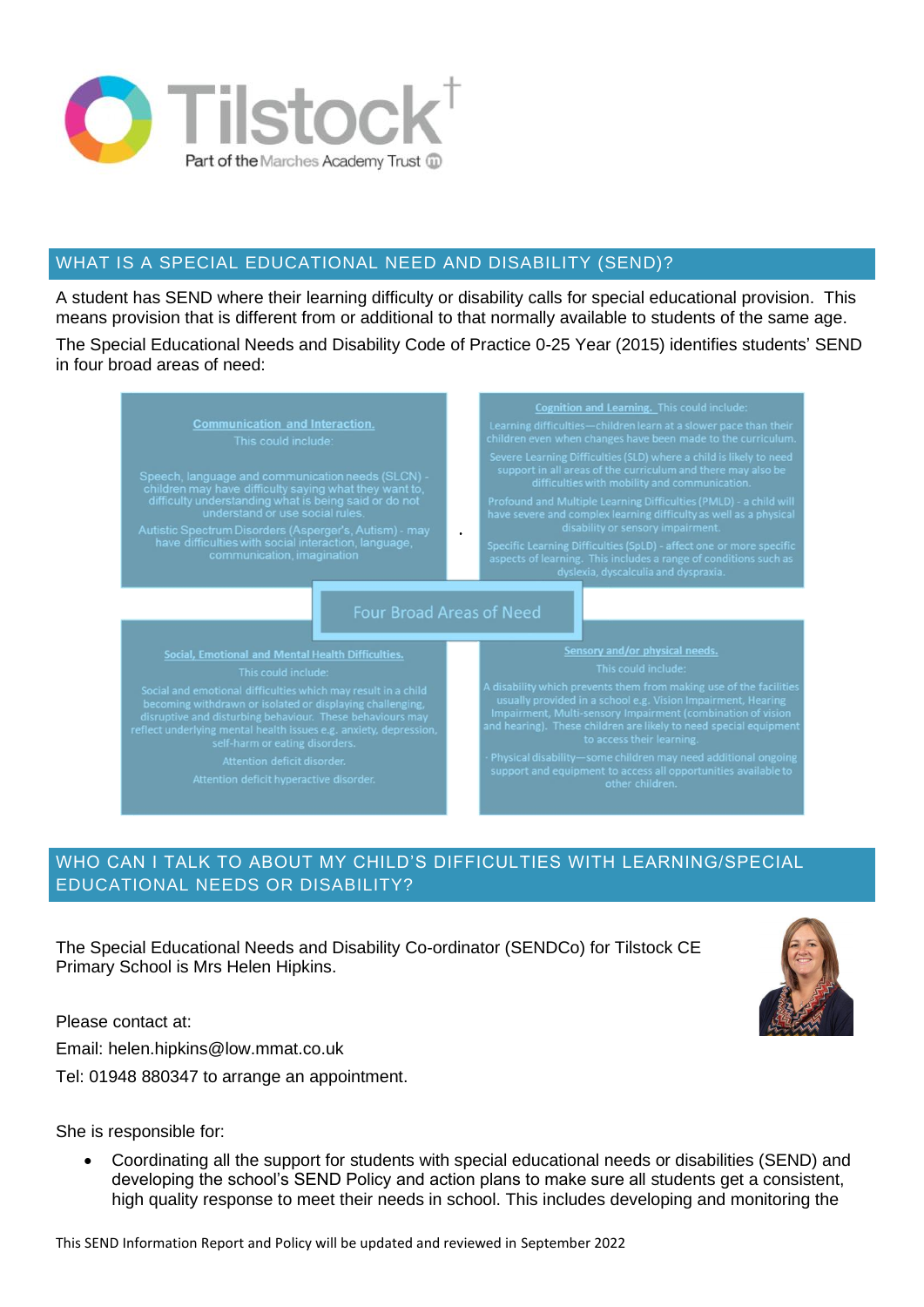## WHAT IS A SPECIAL EDUCATIONAL NEED AND DISABILITY (SEND)?

A student has SEND where their learning difficulty or disability calls for special educational provision. This means provision that is different from or additional to that normally available to students of the same age.

The Special Educational Needs and Disability Code of Practice 0-25 Year (2015) identifies students' SEND in four broad areas of need:

**Four Broad Areas of Need**

**Communication and Interaction.**
This could include:

Speech, language and communication needs (SLCN) - children may have difficulty saying what they want to, difficulty understanding what is being said or do not understand or use social rules.

Autistic Spectrum Disorders (Asperger's, Autism) - may have difficulties with social interaction, language, communication, imagination

**Cognition and Learning.** This could include:

Learning difficulties—children learn at a slower pace than their children even when changes have been made to the curriculum.

Severe Learning Difficulties (SLD) where a child is likely to need support in all areas of the curriculum and there may also be difficulties with mobility and communication.

Profound and Multiple Learning Difficulties (PMLD) - a child will have severe and complex learning difficulty as well as a physical disability or sensory impairment.

Specific Learning Difficulties (SpLD) - affect one or more specific aspects of learning. This includes a range of conditions such as dyslexia, dyscalculia and dyspraxia.

**Social, Emotional and Mental Health Difficulties.**
This could include:

Social and emotional difficulties which may result in a child becoming withdrawn or isolated or displaying challenging, disruptive and disturbing behaviour. These behaviours may reflect underlying mental health issues e.g. anxiety, depression, self-harm or eating disorders.

Attention deficit disorder.

Attention deficit hyperactive disorder.

**Sensory and/or physical needs.**
This could include:

A disability which prevents them from making use of the facilities usually provided in a school e.g. Vision Impairment, Hearing Impairment, Multi-sensory Impairment (combination of vision and hearing). These children are likely to need special equipment to access their learning.

Physical disability—some children may need additional ongoing support and equipment to access all opportunities available to other children.

## WHO CAN I TALK TO ABOUT MY CHILD'S DIFFICULTIES WITH LEARNING/SPECIAL EDUCATIONAL NEEDS OR DISABILITY?

The Special Educational Needs and Disability Co-ordinator (SENDCo) for Tilstock CE Primary School is Mrs Helen Hipkins.

Please contact at:

Email: helen.hipkins@low.mmat.co.uk

Tel: 01948 880347 to arrange an appointment.

She is responsible for:

- Coordinating all the support for students with special educational needs or disabilities (SEND) and developing the school's SEND Policy and action plans to make sure all students get a consistent, high quality response to meet their needs in school. This includes developing and monitoring the

This SEND Information Report and Policy will be updated and reviewed in September 2022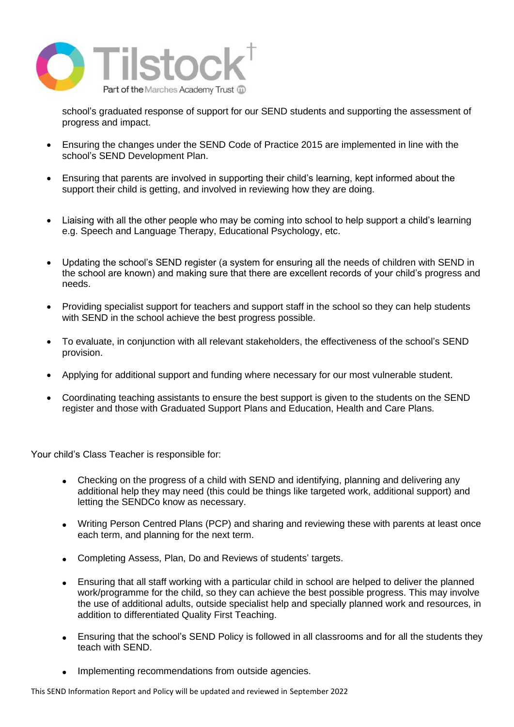school's graduated response of support for our SEND students and supporting the assessment of progress and impact.

- Ensuring the changes under the SEND Code of Practice 2015 are implemented in line with the school's SEND Development Plan.
- Ensuring that parents are involved in supporting their child's learning, kept informed about the support their child is getting, and involved in reviewing how they are doing.
- Liaising with all the other people who may be coming into school to help support a child's learning e.g. Speech and Language Therapy, Educational Psychology, etc.
- Updating the school's SEND register (a system for ensuring all the needs of children with SEND in the school are known) and making sure that there are excellent records of your child's progress and needs.
- Providing specialist support for teachers and support staff in the school so they can help students with SEND in the school achieve the best progress possible.
- To evaluate, in conjunction with all relevant stakeholders, the effectiveness of the school's SEND provision.
- Applying for additional support and funding where necessary for our most vulnerable student.
- Coordinating teaching assistants to ensure the best support is given to the students on the SEND register and those with Graduated Support Plans and Education, Health and Care Plans.

Your child's Class Teacher is responsible for:

- Checking on the progress of a child with SEND and identifying, planning and delivering any additional help they may need (this could be things like targeted work, additional support) and letting the SENDCo know as necessary.
- Writing Person Centred Plans (PCP) and sharing and reviewing these with parents at least once each term, and planning for the next term.
- Completing Assess, Plan, Do and Reviews of students' targets.
- Ensuring that all staff working with a particular child in school are helped to deliver the planned work/programme for the child, so they can achieve the best possible progress. This may involve the use of additional adults, outside specialist help and specially planned work and resources, in addition to differentiated Quality First Teaching.
- Ensuring that the school's SEND Policy is followed in all classrooms and for all the students they teach with SEND.
- Implementing recommendations from outside agencies.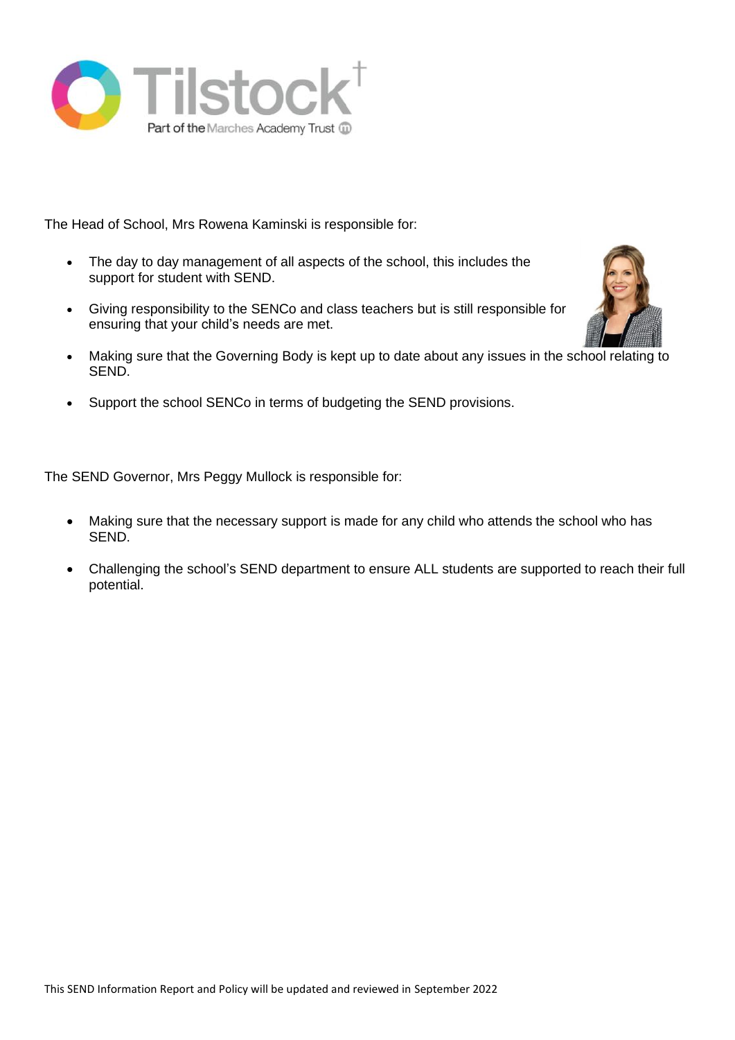The Head of School, Mrs Rowena Kaminski is responsible for:

- The day to day management of all aspects of the school, this includes the support for student with SEND.
- Giving responsibility to the SENCo and class teachers but is still responsible for ensuring that your child's needs are met.
- Making sure that the Governing Body is kept up to date about any issues in the school relating to SEND.
- Support the school SENCo in terms of budgeting the SEND provisions.

The SEND Governor, Mrs Peggy Mullock is responsible for:

- Making sure that the necessary support is made for any child who attends the school who has SEND.
- Challenging the school's SEND department to ensure ALL students are supported to reach their full potential.

This SEND Information Report and Policy will be updated and reviewed in September 2022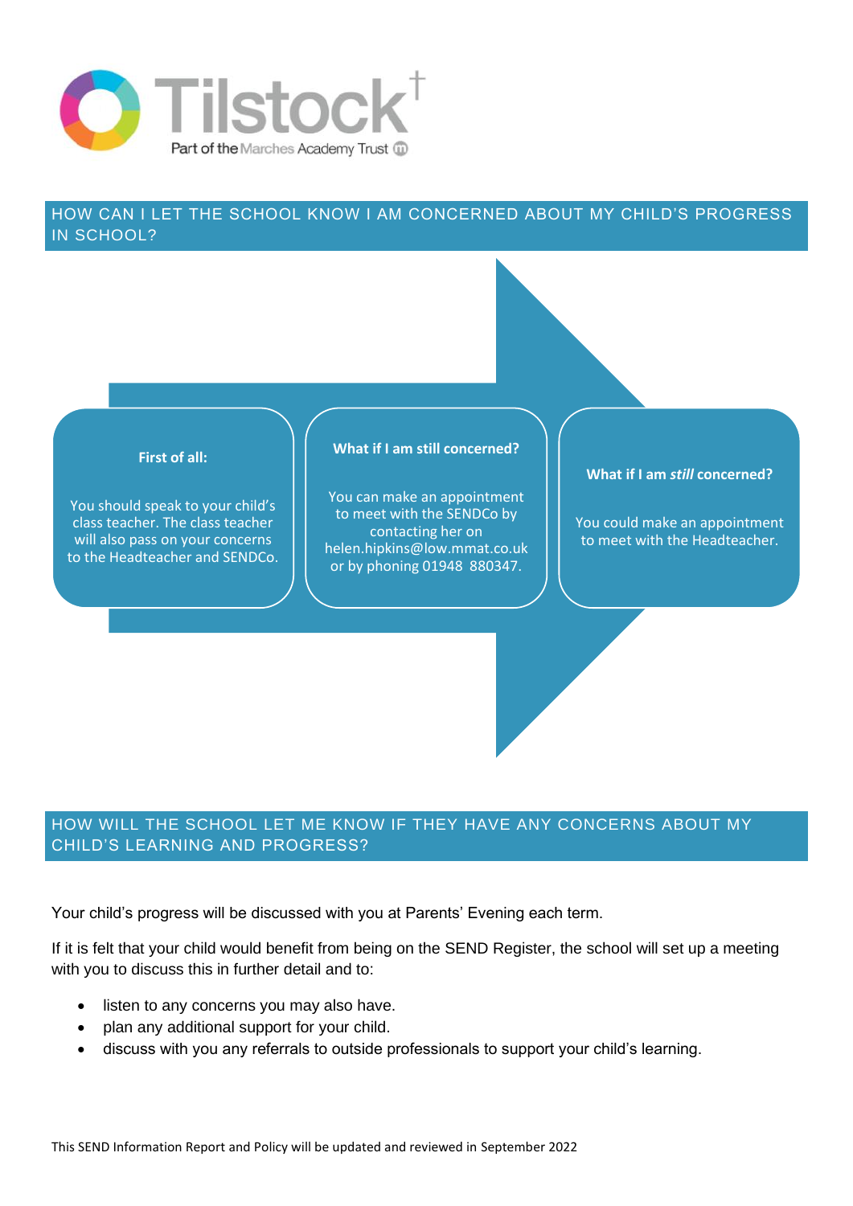## HOW CAN I LET THE SCHOOL KNOW I AM CONCERNED ABOUT MY CHILD'S PROGRESS IN SCHOOL?

**First of all:**

You should speak to your child's class teacher. The class teacher will also pass on your concerns to the Headteacher and SENDCo.

**What if I am still concerned?**

You can make an appointment to meet with the SENDCo by contacting her on helen.hipkins@low.mmat.co.uk or by phoning 01948 880347.

**What if I am *still* concerned?**

You could make an appointment to meet with the Headteacher.

## HOW WILL THE SCHOOL LET ME KNOW IF THEY HAVE ANY CONCERNS ABOUT MY CHILD'S LEARNING AND PROGRESS?

Your child's progress will be discussed with you at Parents' Evening each term.

If it is felt that your child would benefit from being on the SEND Register, the school will set up a meeting with you to discuss this in further detail and to:

- listen to any concerns you may also have.
- plan any additional support for your child.
- discuss with you any referrals to outside professionals to support your child's learning.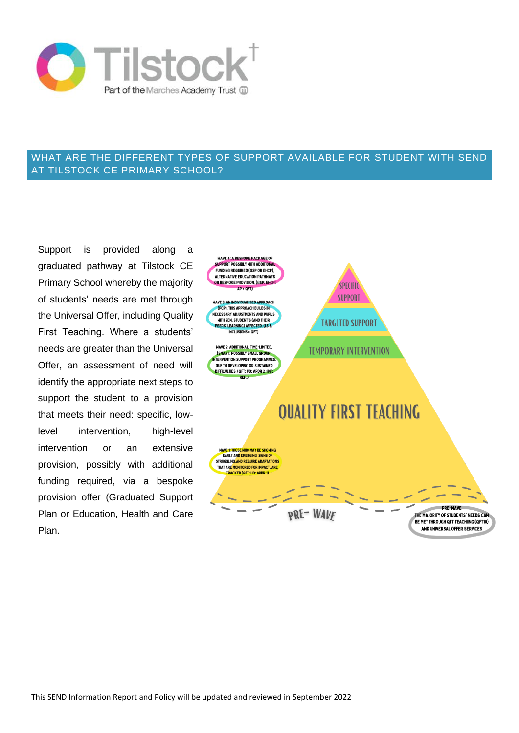## WHAT ARE THE DIFFERENT TYPES OF SUPPORT AVAILABLE FOR STUDENT WITH SEND AT TILSTOCK CE PRIMARY SCHOOL?

Support is provided along a graduated pathway at Tilstock CE Primary School whereby the majority of students' needs are met through the Universal Offer, including Quality First Teaching. Where a students' needs are greater than the Universal Offer, an assessment of need will identify the appropriate next steps to support the student to a provision that meets their need: specific, low-level intervention, high-level intervention or an extensive provision, possibly with additional funding required, via a bespoke provision offer (Graduated Support Plan or Education, Health and Care Plan.

WAVE 4: A BESPOKE PACKAGE OF SUPPORT POSSIBLY WITH ADDITIONAL FUNDING REQUIRED (GSP OR EHCP), ALTERNATIVE EDUCATION PATHWAYS OR BESPOKE PROVISION. (GSP; EHCP; AP > QFT)

SPECIFIC SUPPORT

WAVE 3: AN INDIVIDUALISED APPROACH (PCP). THIS APPROACH BUILDS IN NECESSARY ADJUSTMENTS AND PUPILS WITH SEN. STUDENT'S (AND THEIR PEERS' LEARNING) AFFECTED. (LS & INCLUSIONS > QFT)

TARGETED SUPPORT

WAVE 2: ADDITIONAL, TIME-LIMITED, (SMART, POSSIBLY SMALL GROUP) INTERVENTION SUPPORT PROGRAMMES. DUE TO DEVELOPING OR SUSTAINED DIFFICULTIES. (QFT; UO; APDR 2; INT; REF..)

TEMPORARY INTERVENTION

QUALITY FIRST TEACHING

WAVE 1: THOSE WHO MAY BE SHOWING EARLY AND EMERGING SIGNS OF STRUGGLING AND REQUIRE ADAPTATIONS THAT ARE MONITORED FOR IMPACT, ARE TRACKED (QFT; UO; APDR 1)

PRE- WAVE

PRE-WAVE
THE MAJORITY OF STUDENTS' NEEDS CAN BE MET THROUGH QFT TEACHING (QFT10) AND UNIVERSAL OFFER SERVICES

This SEND Information Report and Policy will be updated and reviewed in September 2022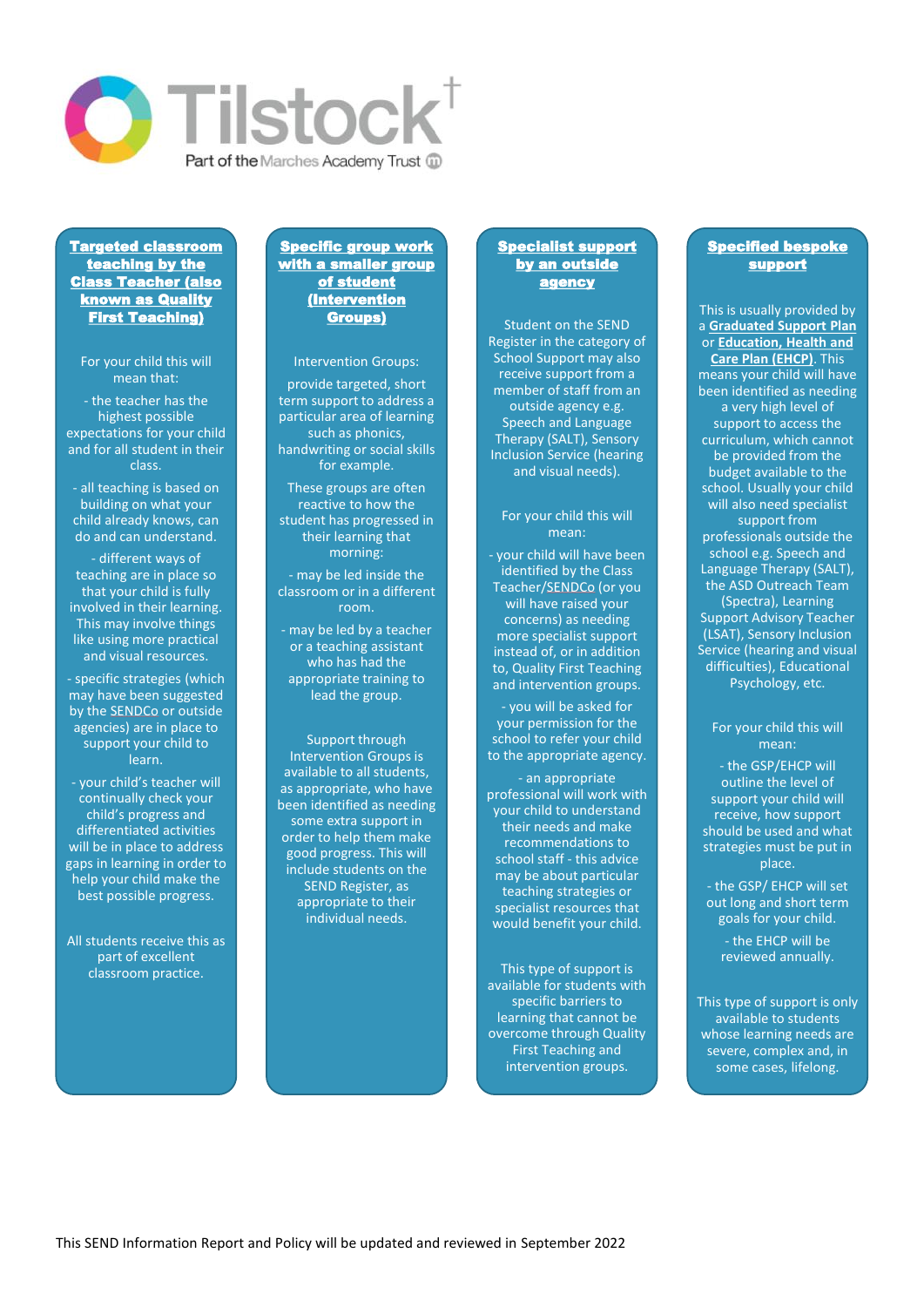**Targeted classroom teaching by the Class Teacher (also known as Quality First Teaching)**

For your child this will mean that:

- the teacher has the highest possible expectations for your child and for all student in their class.

- all teaching is based on building on what your child already knows, can do and can understand.

- different ways of teaching are in place so that your child is fully involved in their learning. This may involve things like using more practical and visual resources.

- specific strategies (which may have been suggested by the SENDCo or outside agencies) are in place to support your child to learn.

- your child's teacher will continually check your child's progress and differentiated activities will be in place to address gaps in learning in order to help your child make the best possible progress.

All students receive this as part of excellent classroom practice.

**Specific group work with a smaller group of student (Intervention Groups)**

Intervention Groups:

provide targeted, short term support to address a particular area of learning such as phonics, handwriting or social skills for example.

These groups are often reactive to how the student has progressed in their learning that morning:

- may be led inside the classroom or in a different room.

- may be led by a teacher or a teaching assistant who has had the appropriate training to lead the group.

Support through Intervention Groups is available to all students, as appropriate, who have been identified as needing some extra support in order to help them make good progress. This will include students on the SEND Register, as appropriate to their individual needs.

**Specialist support by an outside agency**

Student on the SEND Register in the category of School Support may also receive support from a member of staff from an outside agency e.g. Speech and Language Therapy (SALT), Sensory Inclusion Service (hearing and visual needs).

For your child this will mean:

- your child will have been identified by the Class Teacher/SENDCo (or you will have raised your concerns) as needing more specialist support instead of, or in addition to, Quality First Teaching and intervention groups.

- you will be asked for your permission for the school to refer your child to the appropriate agency.

- an appropriate professional will work with your child to understand their needs and make recommendations to school staff - this advice may be about particular teaching strategies or specialist resources that would benefit your child.

This type of support is available for students with specific barriers to learning that cannot be overcome through Quality First Teaching and intervention groups.

**Specified bespoke support**

This is usually provided by a **Graduated Support Plan** or **Education, Health and Care Plan (EHCP)**. This means your child will have been identified as needing a very high level of support to access the curriculum, which cannot be provided from the budget available to the school. Usually your child will also need specialist support from professionals outside the school e.g. Speech and Language Therapy (SALT), the ASD Outreach Team (Spectra), Learning Support Advisory Teacher (LSAT), Sensory Inclusion Service (hearing and visual difficulties), Educational Psychology, etc.

For your child this will mean:

- the GSP/EHCP will outline the level of support your child will receive, how support should be used and what strategies must be put in place.

- the GSP/ EHCP will set out long and short term goals for your child.

- the EHCP will be reviewed annually.

This type of support is only available to students whose learning needs are severe, complex and, in some cases, lifelong.

This SEND Information Report and Policy will be updated and reviewed in September 2022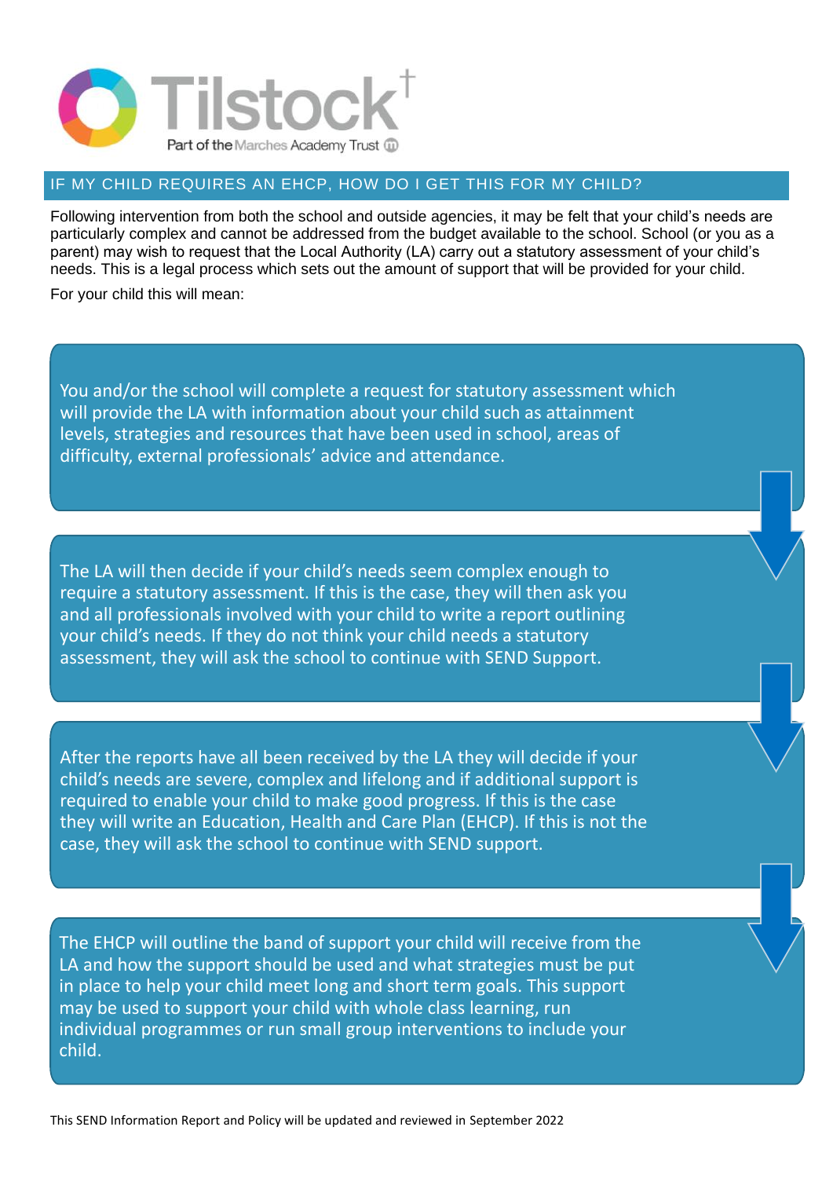## IF MY CHILD REQUIRES AN EHCP, HOW DO I GET THIS FOR MY CHILD?

Following intervention from both the school and outside agencies, it may be felt that your child's needs are particularly complex and cannot be addressed from the budget available to the school. School (or you as a parent) may wish to request that the Local Authority (LA) carry out a statutory assessment of your child's needs. This is a legal process which sets out the amount of support that will be provided for your child.

For your child this will mean:

You and/or the school will complete a request for statutory assessment which will provide the LA with information about your child such as attainment levels, strategies and resources that have been used in school, areas of difficulty, external professionals' advice and attendance.

The LA will then decide if your child's needs seem complex enough to require a statutory assessment. If this is the case, they will then ask you and all professionals involved with your child to write a report outlining your child's needs. If they do not think your child needs a statutory assessment, they will ask the school to continue with SEND Support.

After the reports have all been received by the LA they will decide if your child's needs are severe, complex and lifelong and if additional support is required to enable your child to make good progress. If this is the case they will write an Education, Health and Care Plan (EHCP). If this is not the case, they will ask the school to continue with SEND support.

The EHCP will outline the band of support your child will receive from the LA and how the support should be used and what strategies must be put in place to help your child meet long and short term goals. This support may be used to support your child with whole class learning, run individual programmes or run small group interventions to include your child.

This SEND Information Report and Policy will be updated and reviewed in September 2022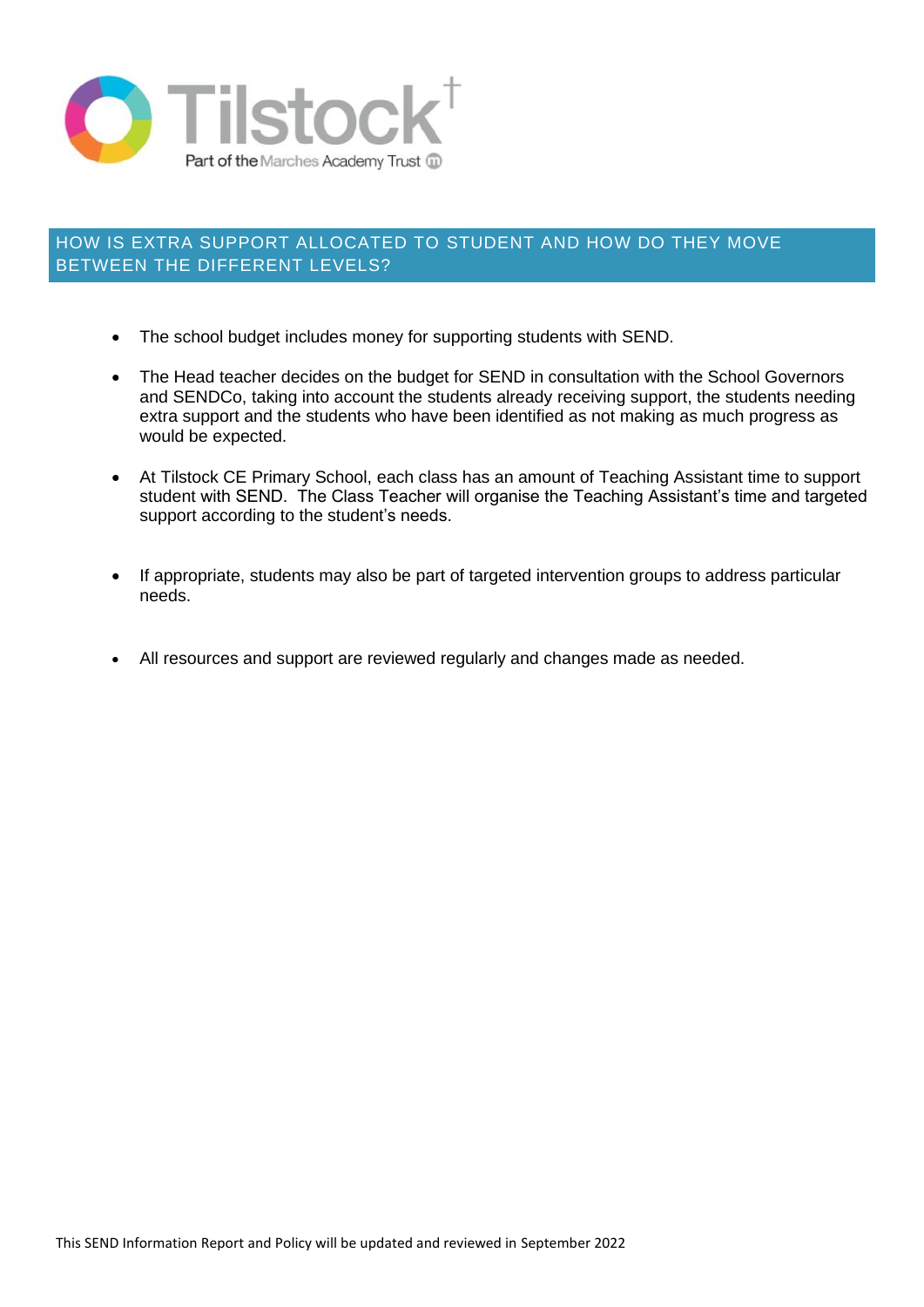## HOW IS EXTRA SUPPORT ALLOCATED TO STUDENT AND HOW DO THEY MOVE BETWEEN THE DIFFERENT LEVELS?

- The school budget includes money for supporting students with SEND.
- The Head teacher decides on the budget for SEND in consultation with the School Governors and SENDCo, taking into account the students already receiving support, the students needing extra support and the students who have been identified as not making as much progress as would be expected.
- At Tilstock CE Primary School, each class has an amount of Teaching Assistant time to support student with SEND. The Class Teacher will organise the Teaching Assistant's time and targeted support according to the student's needs.
- If appropriate, students may also be part of targeted intervention groups to address particular needs.
- All resources and support are reviewed regularly and changes made as needed.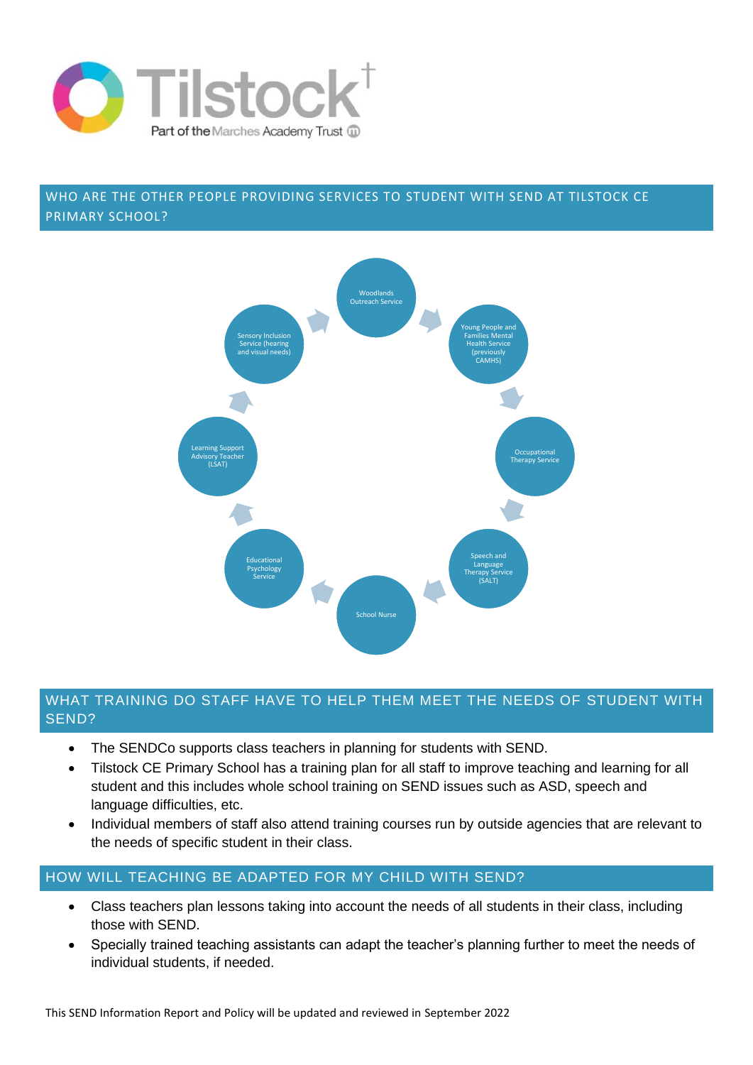# Tilstock

Part of the Marches Academy Trust

## WHO ARE THE OTHER PEOPLE PROVIDING SERVICES TO STUDENT WITH SEND AT TILSTOCK CE PRIMARY SCHOOL?

- Woodlands Outreach Service
- Young People and Families Mental Health Service (previously CAMHS)
- Occupational Therapy Service
- Speech and Language Therapy Service (SALT)
- School Nurse
- Educational Psychology Service
- Learning Support Advisory Teacher (LSAT)
- Sensory Inclusion Service (hearing and visual needs)

## WHAT TRAINING DO STAFF HAVE TO HELP THEM MEET THE NEEDS OF STUDENT WITH SEND?

- The SENDCo supports class teachers in planning for students with SEND.
- Tilstock CE Primary School has a training plan for all staff to improve teaching and learning for all student and this includes whole school training on SEND issues such as ASD, speech and language difficulties, etc.
- Individual members of staff also attend training courses run by outside agencies that are relevant to the needs of specific student in their class.

## HOW WILL TEACHING BE ADAPTED FOR MY CHILD WITH SEND?

- Class teachers plan lessons taking into account the needs of all students in their class, including those with SEND.
- Specially trained teaching assistants can adapt the teacher's planning further to meet the needs of individual students, if needed.

This SEND Information Report and Policy will be updated and reviewed in September 2022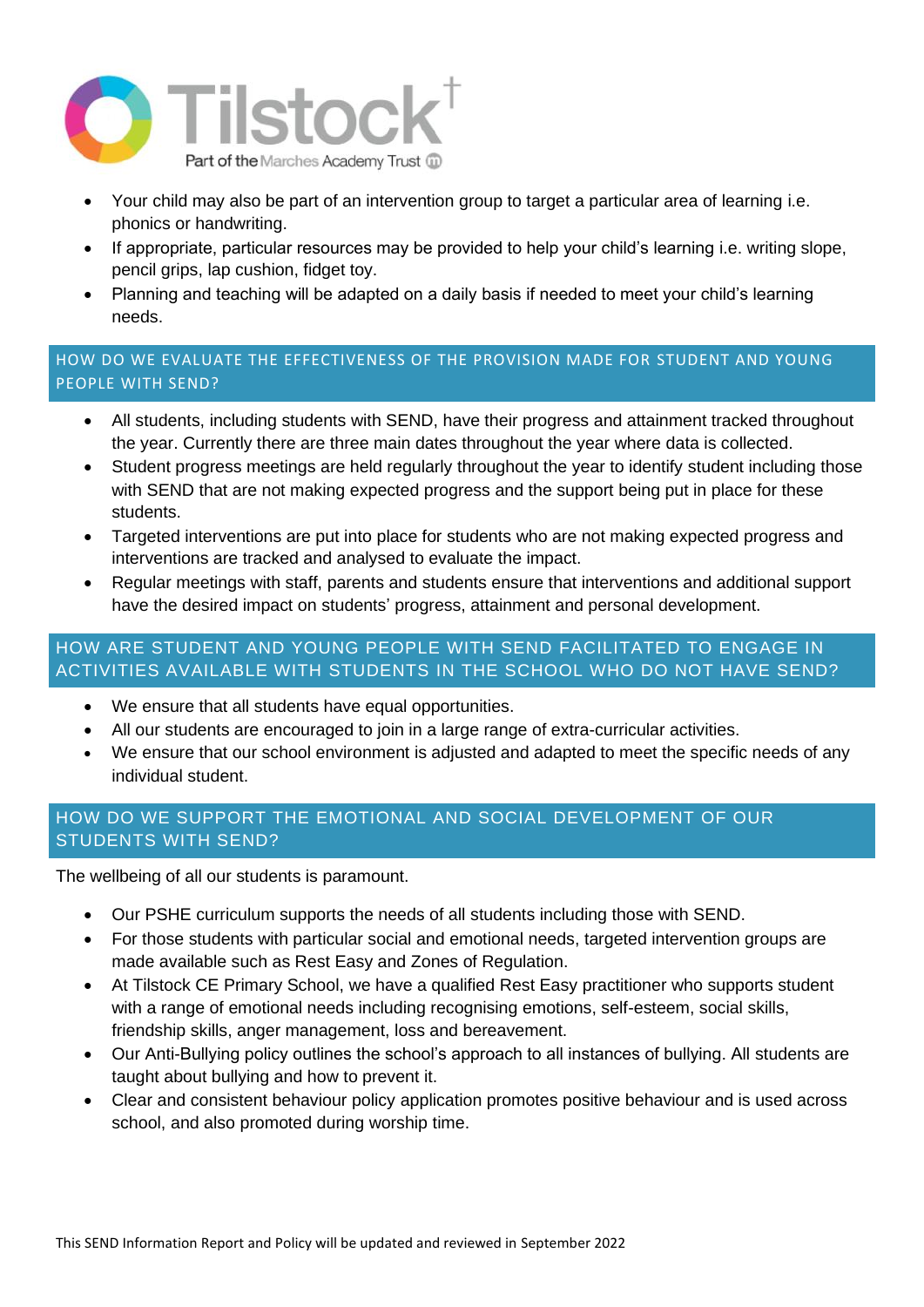- Your child may also be part of an intervention group to target a particular area of learning i.e. phonics or handwriting.
- If appropriate, particular resources may be provided to help your child's learning i.e. writing slope, pencil grips, lap cushion, fidget toy.
- Planning and teaching will be adapted on a daily basis if needed to meet your child's learning needs.

## HOW DO WE EVALUATE THE EFFECTIVENESS OF THE PROVISION MADE FOR STUDENT AND YOUNG PEOPLE WITH SEND?

- All students, including students with SEND, have their progress and attainment tracked throughout the year. Currently there are three main dates throughout the year where data is collected.
- Student progress meetings are held regularly throughout the year to identify student including those with SEND that are not making expected progress and the support being put in place for these students.
- Targeted interventions are put into place for students who are not making expected progress and interventions are tracked and analysed to evaluate the impact.
- Regular meetings with staff, parents and students ensure that interventions and additional support have the desired impact on students' progress, attainment and personal development.

## HOW ARE STUDENT AND YOUNG PEOPLE WITH SEND FACILITATED TO ENGAGE IN ACTIVITIES AVAILABLE WITH STUDENTS IN THE SCHOOL WHO DO NOT HAVE SEND?

- We ensure that all students have equal opportunities.
- All our students are encouraged to join in a large range of extra-curricular activities.
- We ensure that our school environment is adjusted and adapted to meet the specific needs of any individual student.

## HOW DO WE SUPPORT THE EMOTIONAL AND SOCIAL DEVELOPMENT OF OUR STUDENTS WITH SEND?

The wellbeing of all our students is paramount.

- Our PSHE curriculum supports the needs of all students including those with SEND.
- For those students with particular social and emotional needs, targeted intervention groups are made available such as Rest Easy and Zones of Regulation.
- At Tilstock CE Primary School, we have a qualified Rest Easy practitioner who supports student with a range of emotional needs including recognising emotions, self-esteem, social skills, friendship skills, anger management, loss and bereavement.
- Our Anti-Bullying policy outlines the school's approach to all instances of bullying. All students are taught about bullying and how to prevent it.
- Clear and consistent behaviour policy application promotes positive behaviour and is used across school, and also promoted during worship time.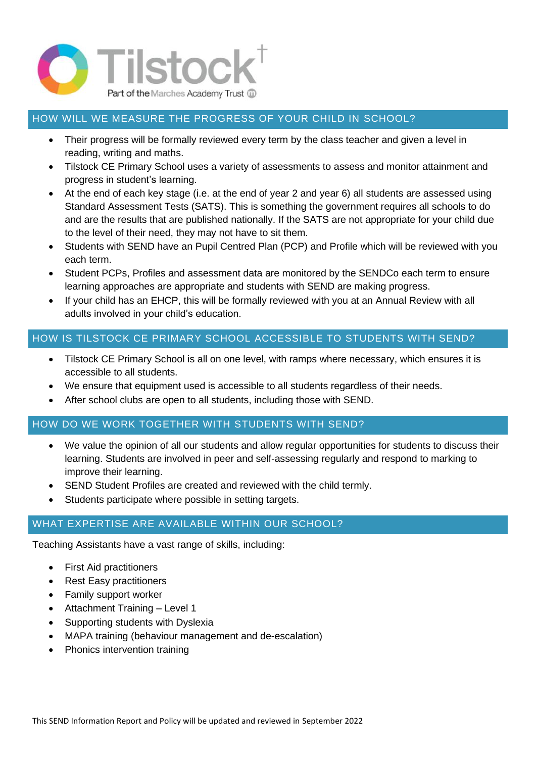## HOW WILL WE MEASURE THE PROGRESS OF YOUR CHILD IN SCHOOL?

- Their progress will be formally reviewed every term by the class teacher and given a level in reading, writing and maths.
- Tilstock CE Primary School uses a variety of assessments to assess and monitor attainment and progress in student's learning.
- At the end of each key stage (i.e. at the end of year 2 and year 6) all students are assessed using Standard Assessment Tests (SATS). This is something the government requires all schools to do and are the results that are published nationally. If the SATS are not appropriate for your child due to the level of their need, they may not have to sit them.
- Students with SEND have an Pupil Centred Plan (PCP) and Profile which will be reviewed with you each term.
- Student PCPs, Profiles and assessment data are monitored by the SENDCo each term to ensure learning approaches are appropriate and students with SEND are making progress.
- If your child has an EHCP, this will be formally reviewed with you at an Annual Review with all adults involved in your child's education.

## HOW IS TILSTOCK CE PRIMARY SCHOOL ACCESSIBLE TO STUDENTS WITH SEND?

- Tilstock CE Primary School is all on one level, with ramps where necessary, which ensures it is accessible to all students.
- We ensure that equipment used is accessible to all students regardless of their needs.
- After school clubs are open to all students, including those with SEND.

## HOW DO WE WORK TOGETHER WITH STUDENTS WITH SEND?

- We value the opinion of all our students and allow regular opportunities for students to discuss their learning. Students are involved in peer and self-assessing regularly and respond to marking to improve their learning.
- SEND Student Profiles are created and reviewed with the child termly.
- Students participate where possible in setting targets.

## WHAT EXPERTISE ARE AVAILABLE WITHIN OUR SCHOOL?

Teaching Assistants have a vast range of skills, including:

- First Aid practitioners
- Rest Easy practitioners
- Family support worker
- Attachment Training – Level 1
- Supporting students with Dyslexia
- MAPA training (behaviour management and de-escalation)
- Phonics intervention training

This SEND Information Report and Policy will be updated and reviewed in September 2022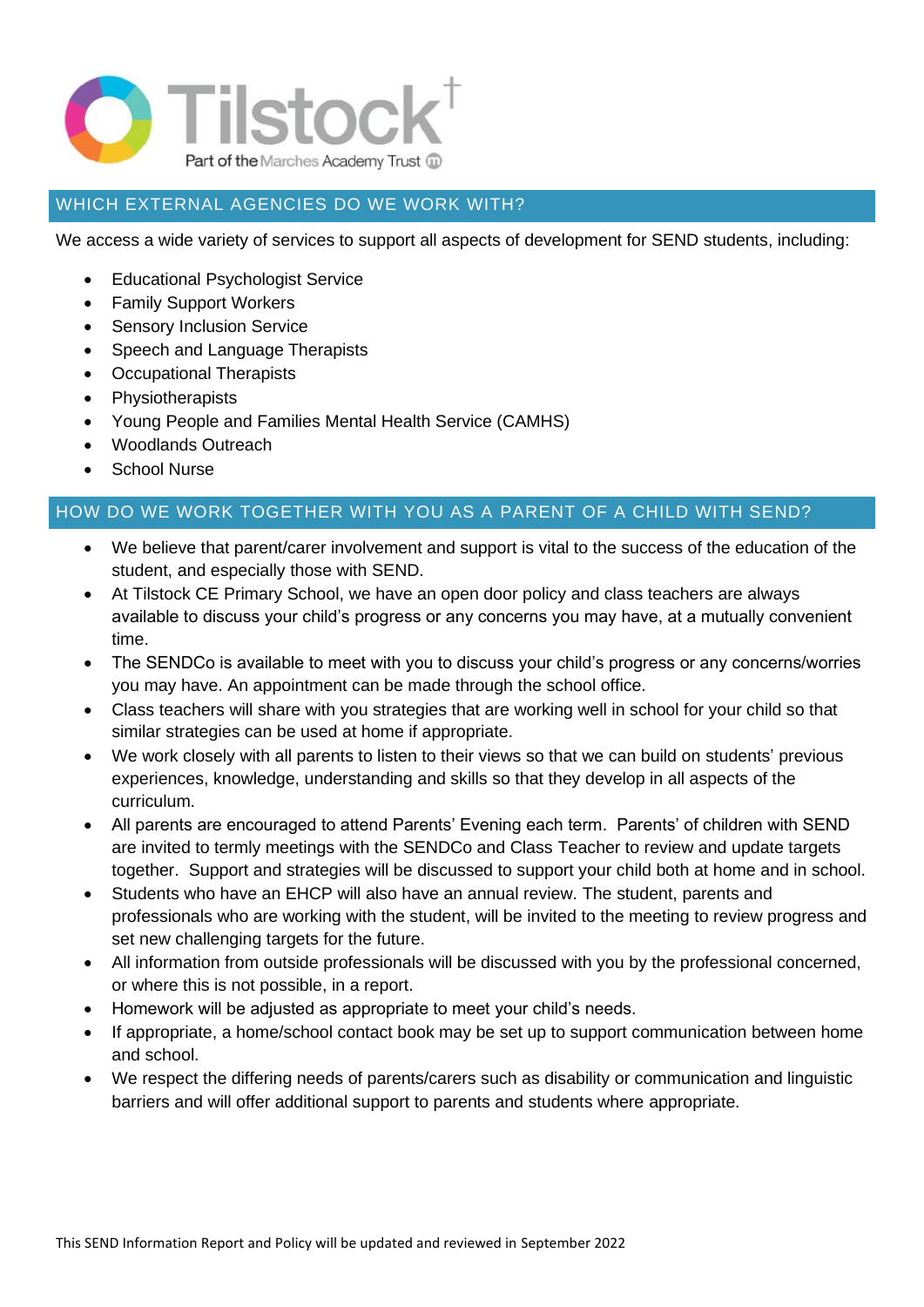## WHICH EXTERNAL AGENCIES DO WE WORK WITH?

We access a wide variety of services to support all aspects of development for SEND students, including:

- Educational Psychologist Service
- Family Support Workers
- Sensory Inclusion Service
- Speech and Language Therapists
- Occupational Therapists
- Physiotherapists
- Young People and Families Mental Health Service (CAMHS)
- Woodlands Outreach
- School Nurse

## HOW DO WE WORK TOGETHER WITH YOU AS A PARENT OF A CHILD WITH SEND?

- We believe that parent/carer involvement and support is vital to the success of the education of the student, and especially those with SEND.
- At Tilstock CE Primary School, we have an open door policy and class teachers are always available to discuss your child's progress or any concerns you may have, at a mutually convenient time.
- The SENDCo is available to meet with you to discuss your child's progress or any concerns/worries you may have. An appointment can be made through the school office.
- Class teachers will share with you strategies that are working well in school for your child so that similar strategies can be used at home if appropriate.
- We work closely with all parents to listen to their views so that we can build on students' previous experiences, knowledge, understanding and skills so that they develop in all aspects of the curriculum.
- All parents are encouraged to attend Parents' Evening each term. Parents' of children with SEND are invited to termly meetings with the SENDCo and Class Teacher to review and update targets together. Support and strategies will be discussed to support your child both at home and in school.
- Students who have an EHCP will also have an annual review. The student, parents and professionals who are working with the student, will be invited to the meeting to review progress and set new challenging targets for the future.
- All information from outside professionals will be discussed with you by the professional concerned, or where this is not possible, in a report.
- Homework will be adjusted as appropriate to meet your child's needs.
- If appropriate, a home/school contact book may be set up to support communication between home and school.
- We respect the differing needs of parents/carers such as disability or communication and linguistic barriers and will offer additional support to parents and students where appropriate.

This SEND Information Report and Policy will be updated and reviewed in September 2022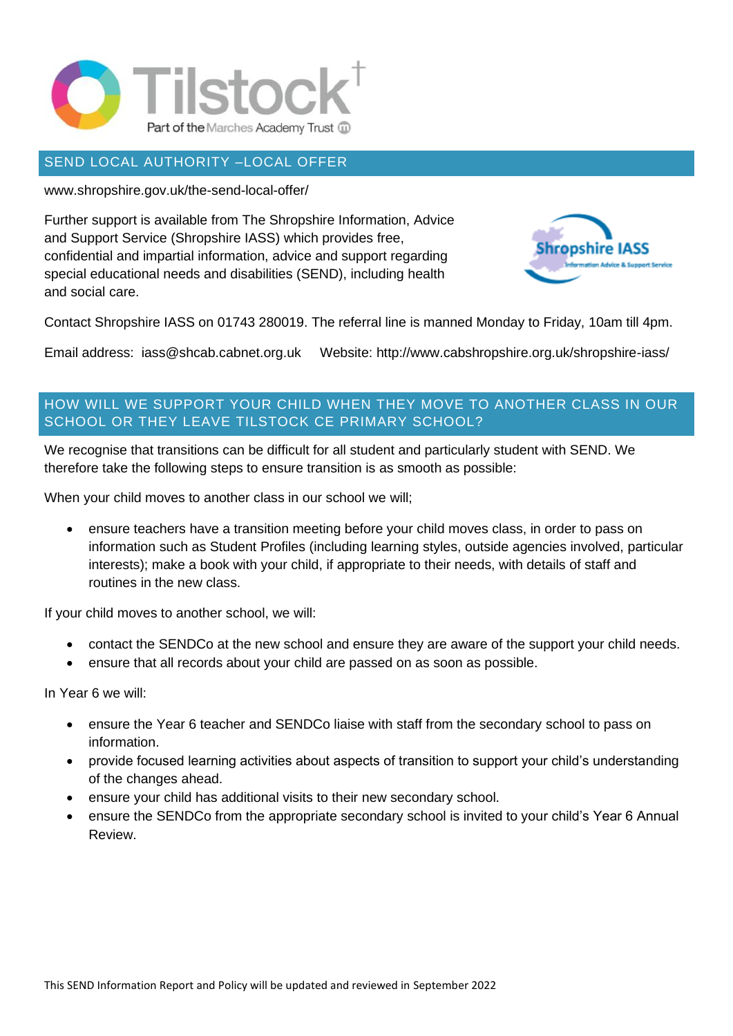## SEND LOCAL AUTHORITY –LOCAL OFFER

www.shropshire.gov.uk/the-send-local-offer/

Further support is available from The Shropshire Information, Advice and Support Service (Shropshire IASS) which provides free, confidential and impartial information, advice and support regarding special educational needs and disabilities (SEND), including health and social care.

Contact Shropshire IASS on 01743 280019. The referral line is manned Monday to Friday, 10am till 4pm.

Email address: iass@shcab.cabnet.org.uk    Website: http://www.cabshropshire.org.uk/shropshire-iass/

## HOW WILL WE SUPPORT YOUR CHILD WHEN THEY MOVE TO ANOTHER CLASS IN OUR SCHOOL OR THEY LEAVE TILSTOCK CE PRIMARY SCHOOL?

We recognise that transitions can be difficult for all student and particularly student with SEND. We therefore take the following steps to ensure transition is as smooth as possible:

When your child moves to another class in our school we will;

- ensure teachers have a transition meeting before your child moves class, in order to pass on information such as Student Profiles (including learning styles, outside agencies involved, particular interests); make a book with your child, if appropriate to their needs, with details of staff and routines in the new class.

If your child moves to another school, we will:

- contact the SENDCo at the new school and ensure they are aware of the support your child needs.
- ensure that all records about your child are passed on as soon as possible.

In Year 6 we will:

- ensure the Year 6 teacher and SENDCo liaise with staff from the secondary school to pass on information.
- provide focused learning activities about aspects of transition to support your child's understanding of the changes ahead.
- ensure your child has additional visits to their new secondary school.
- ensure the SENDCo from the appropriate secondary school is invited to your child's Year 6 Annual Review.

This SEND Information Report and Policy will be updated and reviewed in September 2022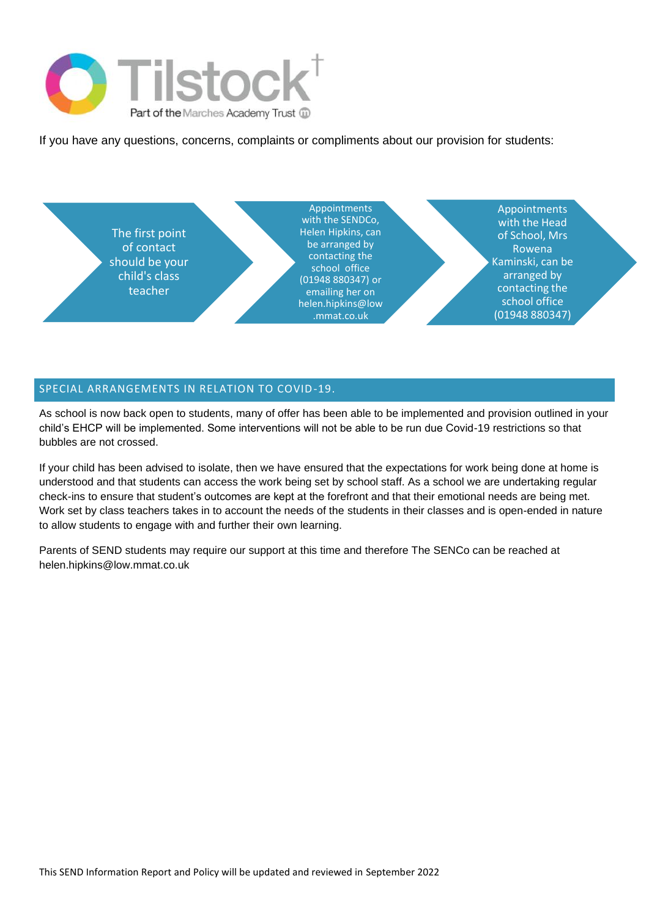If you have any questions, concerns, complaints or compliments about our provision for students:

1. The first point of contact should be your child's class teacher
2. Appointments with the SENDCo, Helen Hipkins, can be arranged by contacting the school office (01948 880347) or emailing her on helen.hipkins@low.mmat.co.uk
3. Appointments with the Head of School, Mrs Rowena Kaminski, can be arranged by contacting the school office (01948 880347)

## SPECIAL ARRANGEMENTS IN RELATION TO COVID-19.

As school is now back open to students, many of offer has been able to be implemented and provision outlined in your child's EHCP will be implemented. Some interventions will not be able to be run due Covid-19 restrictions so that bubbles are not crossed.

If your child has been advised to isolate, then we have ensured that the expectations for work being done at home is understood and that students can access the work being set by school staff. As a school we are undertaking regular check-ins to ensure that student's outcomes are kept at the forefront and that their emotional needs are being met. Work set by class teachers takes in to account the needs of the students in their classes and is open-ended in nature to allow students to engage with and further their own learning.

Parents of SEND students may require our support at this time and therefore The SENCo can be reached at helen.hipkins@low.mmat.co.uk

This SEND Information Report and Policy will be updated and reviewed in September 2022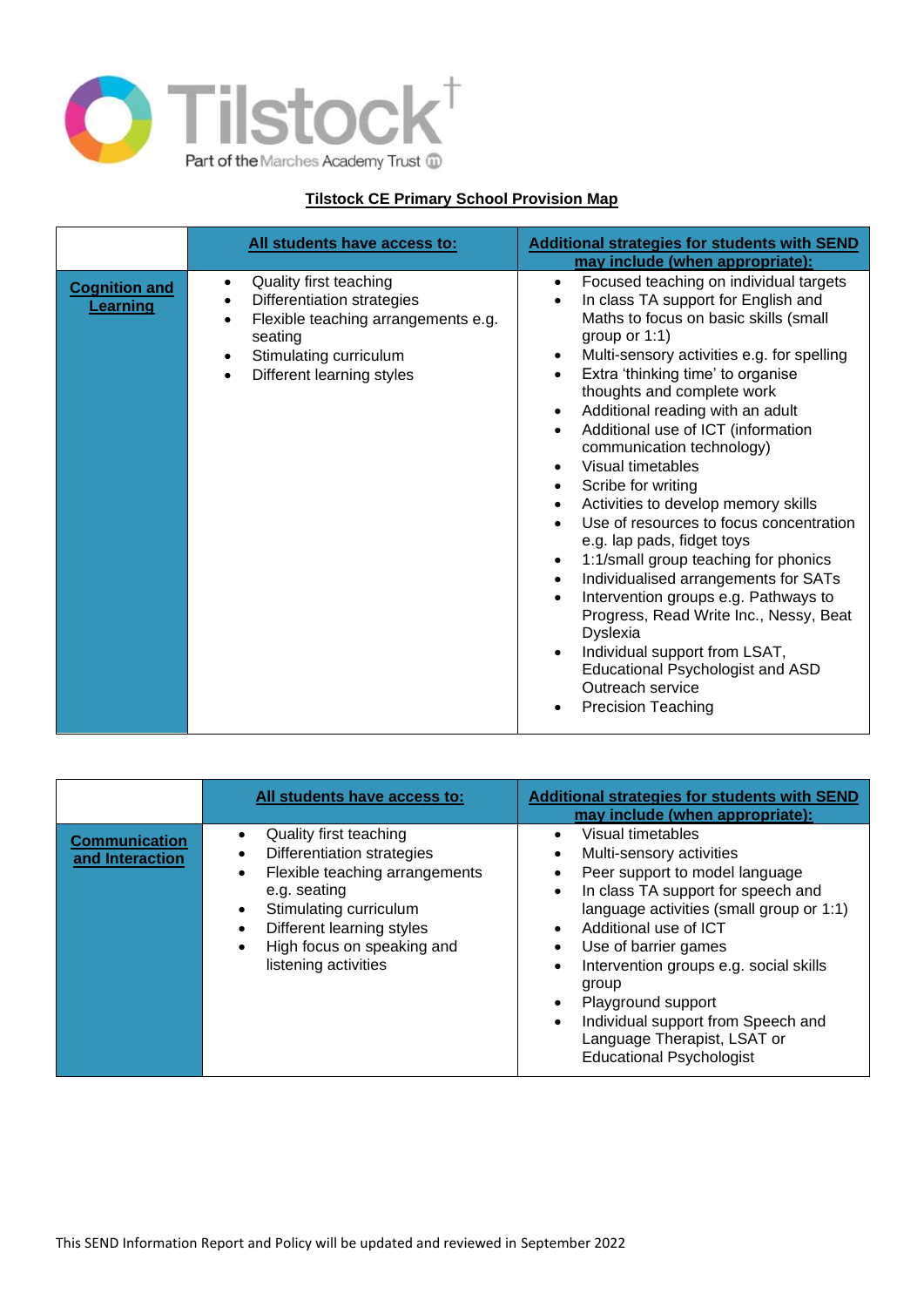Tilstock

Part of the Marches Academy Trust

## Tilstock CE Primary School Provision Map

| | All students have access to: | Additional strategies for students with SEND may include (when appropriate): |
|---|---|---|
| **Cognition and Learning** | • Quality first teaching<br>• Differentiation strategies<br>• Flexible teaching arrangements e.g. seating<br>• Stimulating curriculum<br>• Different learning styles | • Focused teaching on individual targets<br>• In class TA support for English and Maths to focus on basic skills (small group or 1:1)<br>• Multi-sensory activities e.g. for spelling<br>• Extra 'thinking time' to organise thoughts and complete work<br>• Additional reading with an adult<br>• Additional use of ICT (information communication technology)<br>• Visual timetables<br>• Scribe for writing<br>• Activities to develop memory skills<br>• Use of resources to focus concentration e.g. lap pads, fidget toys<br>• 1:1/small group teaching for phonics<br>• Individualised arrangements for SATs<br>• Intervention groups e.g. Pathways to Progress, Read Write Inc., Nessy, Beat Dyslexia<br>• Individual support from LSAT, Educational Psychologist and ASD Outreach service<br>• Precision Teaching |

| | All students have access to: | Additional strategies for students with SEND may include (when appropriate): |
|---|---|---|
| **Communication and Interaction** | • Quality first teaching<br>• Differentiation strategies<br>• Flexible teaching arrangements e.g. seating<br>• Stimulating curriculum<br>• Different learning styles<br>• High focus on speaking and listening activities | • Visual timetables<br>• Multi-sensory activities<br>• Peer support to model language<br>• In class TA support for speech and language activities (small group or 1:1)<br>• Additional use of ICT<br>• Use of barrier games<br>• Intervention groups e.g. social skills group<br>• Playground support<br>• Individual support from Speech and Language Therapist, LSAT or Educational Psychologist |

This SEND Information Report and Policy will be updated and reviewed in September 2022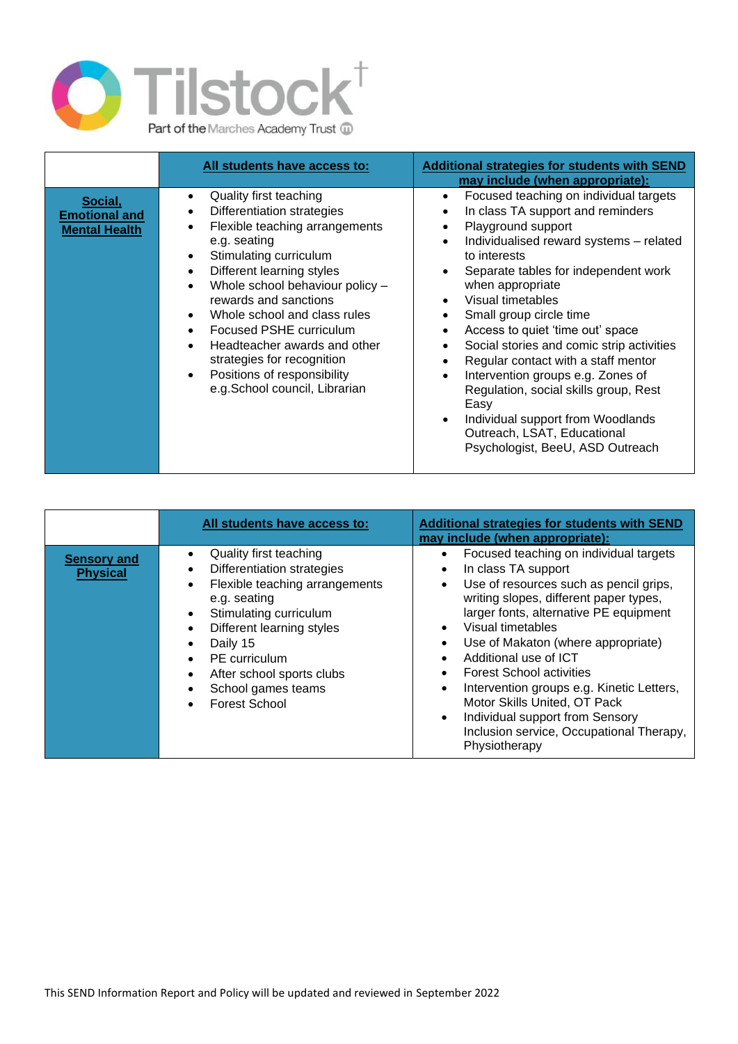| | All students have access to: | Additional strategies for students with SEND may include (when appropriate): |
|---|---|---|
| **Social, Emotional and Mental Health** | • Quality first teaching<br>• Differentiation strategies<br>• Flexible teaching arrangements e.g. seating<br>• Stimulating curriculum<br>• Different learning styles<br>• Whole school behaviour policy – rewards and sanctions<br>• Whole school and class rules<br>• Focused PSHE curriculum<br>• Headteacher awards and other strategies for recognition<br>• Positions of responsibility e.g.School council, Librarian | • Focused teaching on individual targets<br>• In class TA support and reminders<br>• Playground support<br>• Individualised reward systems – related to interests<br>• Separate tables for independent work when appropriate<br>• Visual timetables<br>• Small group circle time<br>• Access to quiet 'time out' space<br>• Social stories and comic strip activities<br>• Regular contact with a staff mentor<br>• Intervention groups e.g. Zones of Regulation, social skills group, Rest Easy<br>• Individual support from Woodlands Outreach, LSAT, Educational Psychologist, BeeU, ASD Outreach |

| | All students have access to: | Additional strategies for students with SEND may include (when appropriate): |
|---|---|---|
| **Sensory and Physical** | • Quality first teaching<br>• Differentiation strategies<br>• Flexible teaching arrangements e.g. seating<br>• Stimulating curriculum<br>• Different learning styles<br>• Daily 15<br>• PE curriculum<br>• After school sports clubs<br>• School games teams<br>• Forest School | • Focused teaching on individual targets<br>• In class TA support<br>• Use of resources such as pencil grips, writing slopes, different paper types, larger fonts, alternative PE equipment<br>• Visual timetables<br>• Use of Makaton (where appropriate)<br>• Additional use of ICT<br>• Forest School activities<br>• Intervention groups e.g. Kinetic Letters, Motor Skills United, OT Pack<br>• Individual support from Sensory Inclusion service, Occupational Therapy, Physiotherapy |

This SEND Information Report and Policy will be updated and reviewed in September 2022